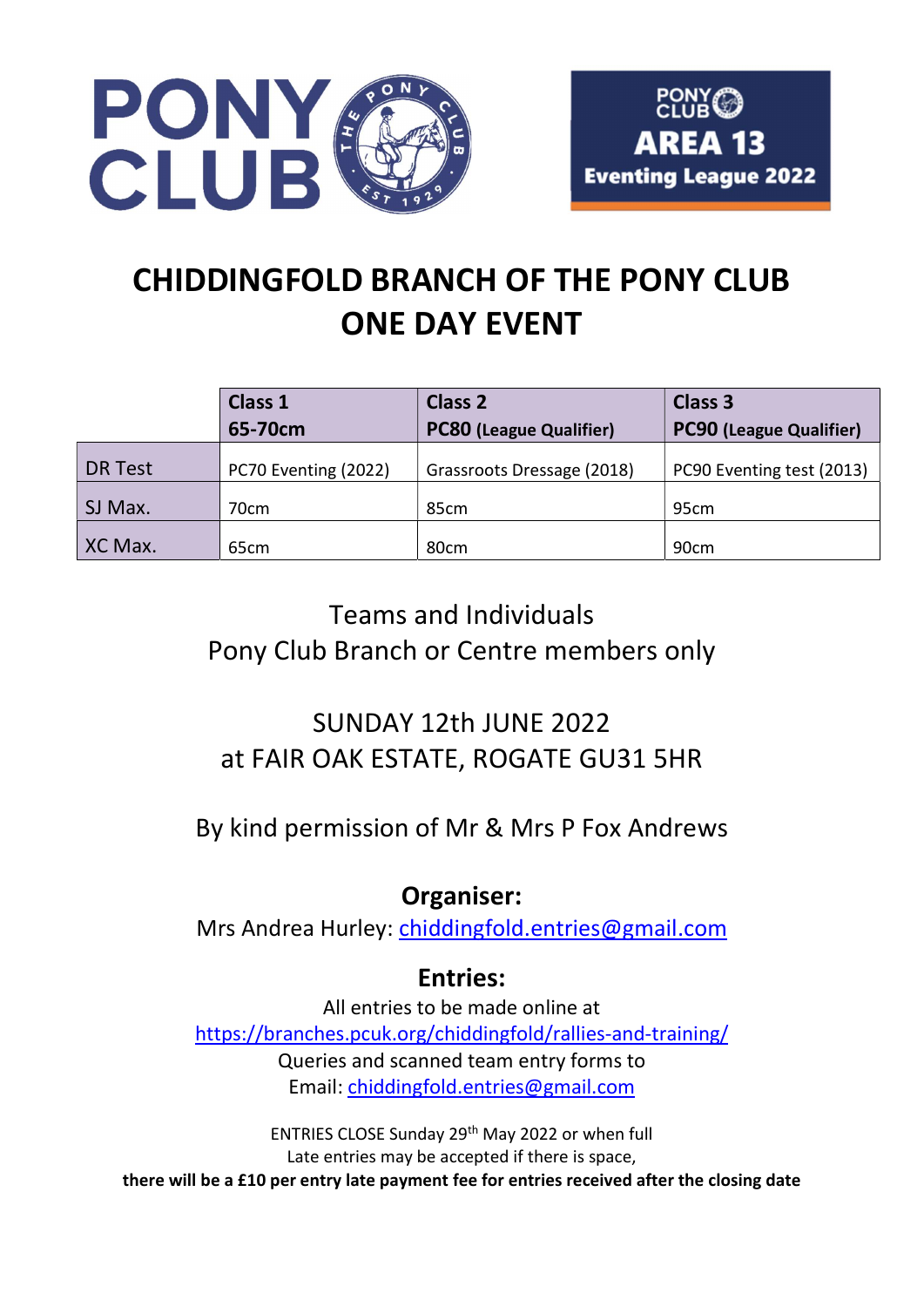PONY CLUB

PONY CLUB AREA 13 Eventing League 2022

# CHIDDINGFOLD BRANCH OF THE PONY CLUB ONE DAY EVENT

| | Class 1<br>65-70cm | Class 2<br>PC80 (League Qualifier) | Class 3<br>PC90 (League Qualifier) |
|---|---|---|---|
| DR Test | PC70 Eventing (2022) | Grassroots Dressage (2018) | PC90 Eventing test (2013) |
| SJ Max. | 70cm | 85cm | 95cm |
| XC Max. | 65cm | 80cm | 90cm |

Teams and Individuals
Pony Club Branch or Centre members only

SUNDAY 12th JUNE 2022
at FAIR OAK ESTATE, ROGATE GU31 5HR

By kind permission of Mr & Mrs P Fox Andrews

## Organiser:

Mrs Andrea Hurley: chiddingfold.entries@gmail.com

## Entries:

All entries to be made online at
https://branches.pcuk.org/chiddingfold/rallies-and-training/
Queries and scanned team entry forms to
Email: chiddingfold.entries@gmail.com

ENTRIES CLOSE Sunday 29th May 2022 or when full
Late entries may be accepted if there is space,
**there will be a £10 per entry late payment fee for entries received after the closing date**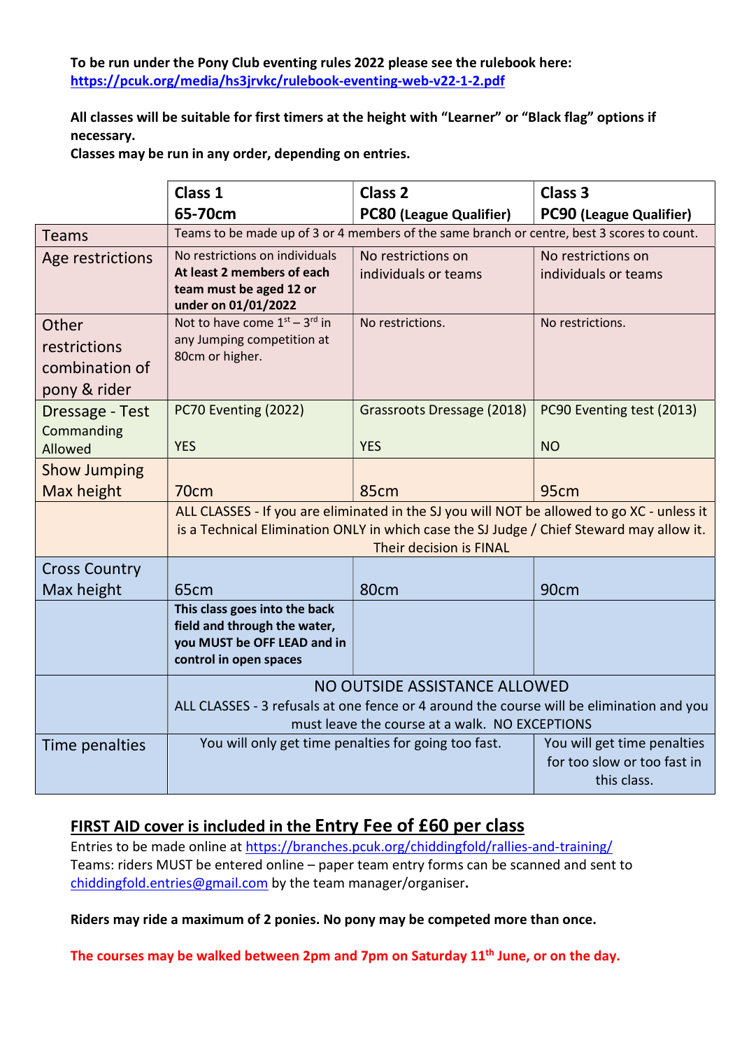**To be run under the Pony Club eventing rules 2022 please see the rulebook here:** [https://pcuk.org/media/hs3jrvkc/rulebook-eventing-web-v22-1-2.pdf](https://pcuk.org/media/hs3jrvkc/rulebook-eventing-web-v22-1-2.pdf)

**All classes will be suitable for first timers at the height with "Learner" or "Black flag" options if necessary.**
**Classes may be run in any order, depending on entries.**

| | **Class 1**<br>**65-70cm** | **Class 2**<br>**PC80 (League Qualifier)** | **Class 3**<br>**PC90 (League Qualifier)** |
|---|---|---|---|
| Teams | Teams to be made up of 3 or 4 members of the same branch or centre, best 3 scores to count. | | |
| Age restrictions | No restrictions on individuals<br>**At least 2 members of each team must be aged 12 or under on 01/01/2022** | No restrictions on individuals or teams | No restrictions on individuals or teams |
| Other restrictions combination of pony & rider | Not to have come 1st – 3rd in any Jumping competition at 80cm or higher. | No restrictions. | No restrictions. |
| Dressage - Test<br>Commanding Allowed | PC70 Eventing (2022)<br>YES | Grassroots Dressage (2018)<br>YES | PC90 Eventing test (2013)<br>NO |
| Show Jumping Max height | 70cm | 85cm | 95cm |
| | ALL CLASSES - If you are eliminated in the SJ you will NOT be allowed to go XC - unless it is a Technical Elimination ONLY in which case the SJ Judge / Chief Steward may allow it. Their decision is FINAL | | |
| Cross Country Max height | 65cm | 80cm | 90cm |
| | **This class goes into the back field and through the water, you MUST be OFF LEAD and in control in open spaces** | | |
| | NO OUTSIDE ASSISTANCE ALLOWED<br>ALL CLASSES - 3 refusals at one fence or 4 around the course will be elimination and you must leave the course at a walk. NO EXCEPTIONS | | |
| Time penalties | You will only get time penalties for going too fast. | | You will get time penalties for too slow or too fast in this class. |

## FIRST AID cover is included in the Entry Fee of £60 per class

Entries to be made online at [https://branches.pcuk.org/chiddingfold/rallies-and-training/](https://branches.pcuk.org/chiddingfold/rallies-and-training/)
Teams: riders MUST be entered online – paper team entry forms can be scanned and sent to [chiddingfold.entries@gmail.com](mailto:chiddingfold.entries@gmail.com) by the team manager/organiser**.**

**Riders may ride a maximum of 2 ponies. No pony may be competed more than once.**

**The courses may be walked between 2pm and 7pm on Saturday 11th June, or on the day.**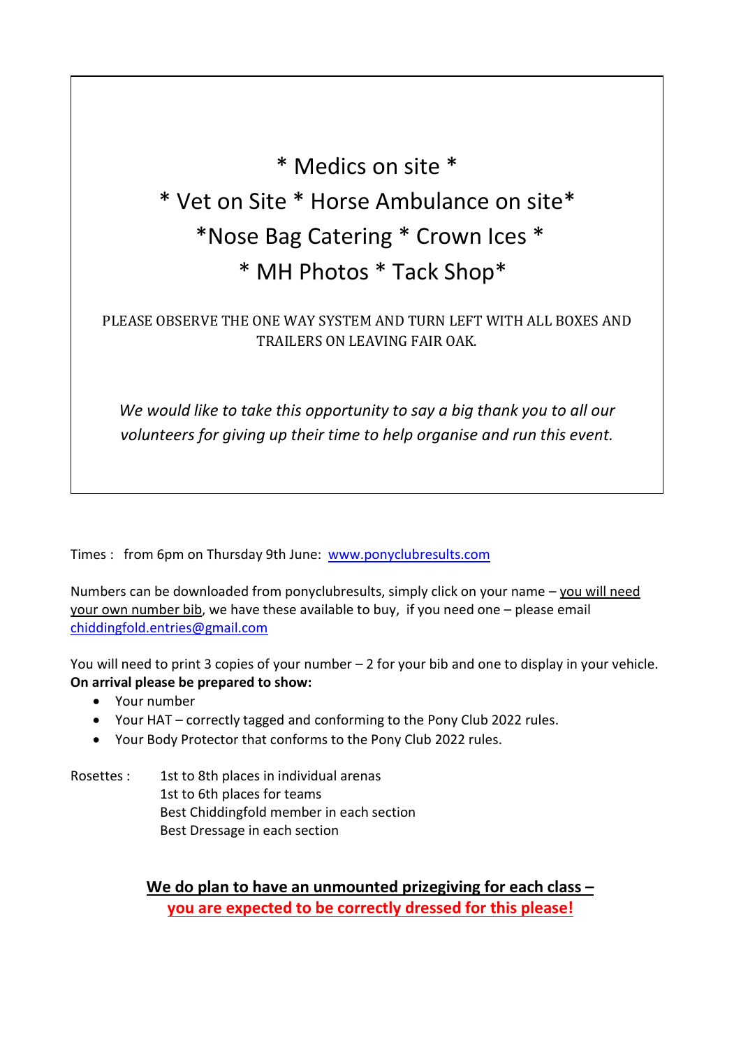\* Medics on site \*

\* Vet on Site \* Horse Ambulance on site\*

\*Nose Bag Catering \* Crown Ices \*

\* MH Photos \* Tack Shop\*

PLEASE OBSERVE THE ONE WAY SYSTEM AND TURN LEFT WITH ALL BOXES AND TRAILERS ON LEAVING FAIR OAK.

*We would like to take this opportunity to say a big thank you to all our volunteers for giving up their time to help organise and run this event.*

Times : from 6pm on Thursday 9th June: [www.ponyclubresults.com](www.ponyclubresults.com)

Numbers can be downloaded from ponyclubresults, simply click on your name – <u>you will need your own number bib</u>, we have these available to buy, if you need one – please email [chiddingfold.entries@gmail.com](mailto:chiddingfold.entries@gmail.com)

You will need to print 3 copies of your number – 2 for your bib and one to display in your vehicle.
**On arrival please be prepared to show:**

- Your number
- Your HAT – correctly tagged and conforming to the Pony Club 2022 rules.
- Your Body Protector that conforms to the Pony Club 2022 rules.

Rosettes :
1st to 8th places in individual arenas
1st to 6th places for teams
Best Chiddingfold member in each section
Best Dressage in each section

**<u>We do plan to have an unmounted prizegiving for each class – you are expected to be correctly dressed for this please!</u>**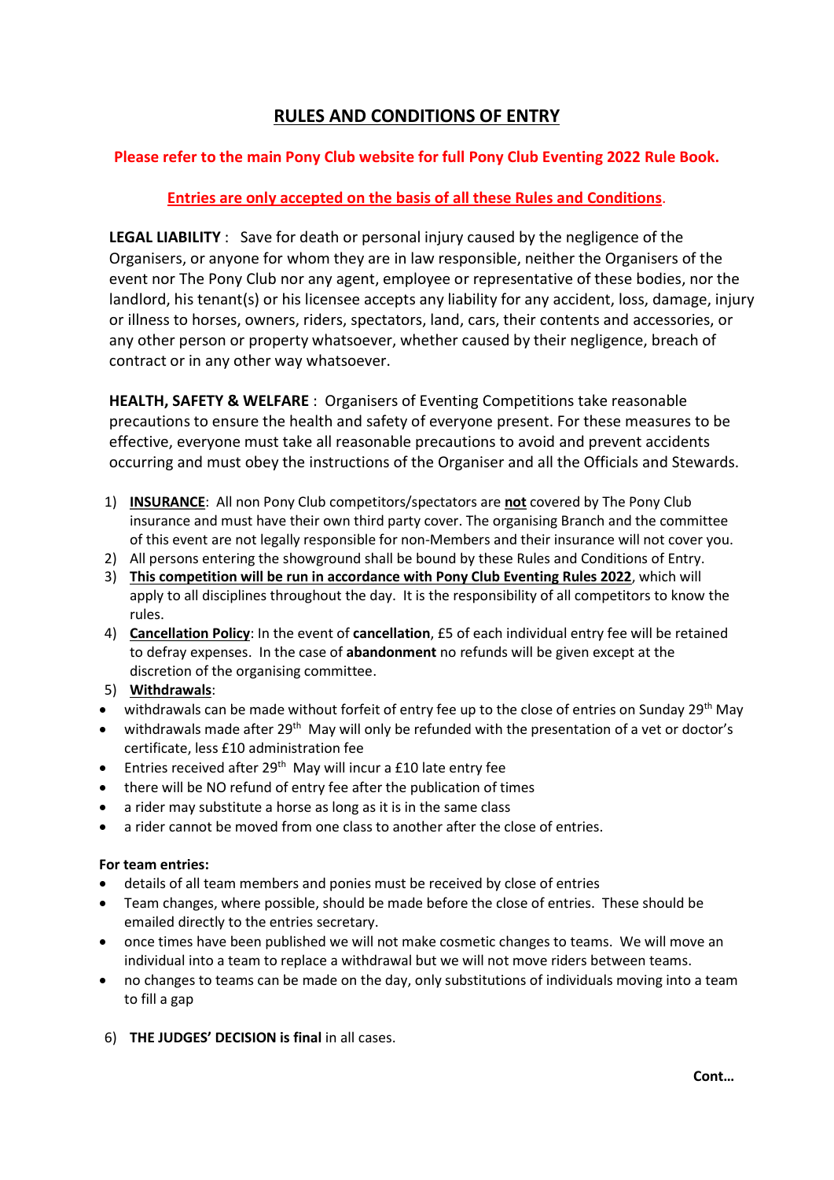## RULES AND CONDITIONS OF ENTRY

**Please refer to the main Pony Club website for full Pony Club Eventing 2022 Rule Book.**

**Entries are only accepted on the basis of all these Rules and Conditions.**

**LEGAL LIABILITY** : Save for death or personal injury caused by the negligence of the Organisers, or anyone for whom they are in law responsible, neither the Organisers of the event nor The Pony Club nor any agent, employee or representative of these bodies, nor the landlord, his tenant(s) or his licensee accepts any liability for any accident, loss, damage, injury or illness to horses, owners, riders, spectators, land, cars, their contents and accessories, or any other person or property whatsoever, whether caused by their negligence, breach of contract or in any other way whatsoever.

**HEALTH, SAFETY & WELFARE** : Organisers of Eventing Competitions take reasonable precautions to ensure the health and safety of everyone present. For these measures to be effective, everyone must take all reasonable precautions to avoid and prevent accidents occurring and must obey the instructions of the Organiser and all the Officials and Stewards.

1) **INSURANCE**: All non Pony Club competitors/spectators are **not** covered by The Pony Club insurance and must have their own third party cover. The organising Branch and the committee of this event are not legally responsible for non-Members and their insurance will not cover you.
2) All persons entering the showground shall be bound by these Rules and Conditions of Entry.
3) **This competition will be run in accordance with Pony Club Eventing Rules 2022**, which will apply to all disciplines throughout the day. It is the responsibility of all competitors to know the rules.
4) **Cancellation Policy**: In the event of **cancellation**, £5 of each individual entry fee will be retained to defray expenses. In the case of **abandonment** no refunds will be given except at the discretion of the organising committee.
5) **Withdrawals**:

- withdrawals can be made without forfeit of entry fee up to the close of entries on Sunday 29th May
- withdrawals made after 29th May will only be refunded with the presentation of a vet or doctor's certificate, less £10 administration fee
- Entries received after 29th May will incur a £10 late entry fee
- there will be NO refund of entry fee after the publication of times
- a rider may substitute a horse as long as it is in the same class
- a rider cannot be moved from one class to another after the close of entries.

**For team entries:**

- details of all team members and ponies must be received by close of entries
- Team changes, where possible, should be made before the close of entries. These should be emailed directly to the entries secretary.
- once times have been published we will not make cosmetic changes to teams. We will move an individual into a team to replace a withdrawal but we will not move riders between teams.
- no changes to teams can be made on the day, only substitutions of individuals moving into a team to fill a gap

6) **THE JUDGES' DECISION is final** in all cases.

**Cont…**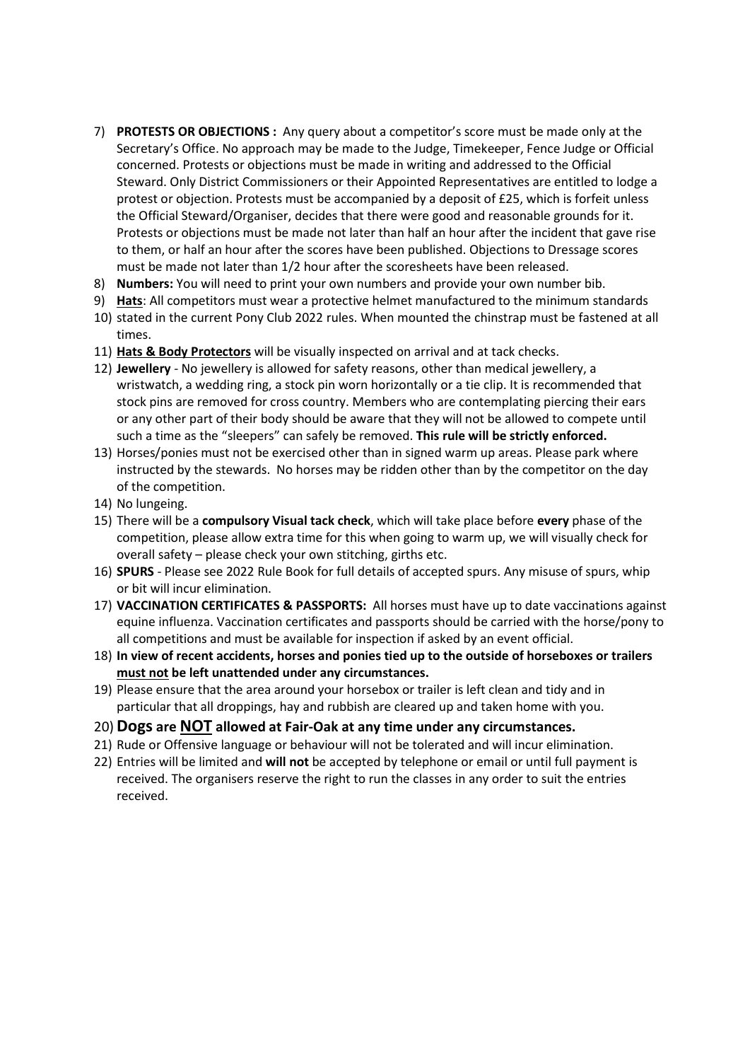7) **PROTESTS OR OBJECTIONS :** Any query about a competitor's score must be made only at the Secretary's Office. No approach may be made to the Judge, Timekeeper, Fence Judge or Official concerned. Protests or objections must be made in writing and addressed to the Official Steward. Only District Commissioners or their Appointed Representatives are entitled to lodge a protest or objection. Protests must be accompanied by a deposit of £25, which is forfeit unless the Official Steward/Organiser, decides that there were good and reasonable grounds for it. Protests or objections must be made not later than half an hour after the incident that gave rise to them, or half an hour after the scores have been published. Objections to Dressage scores must be made not later than 1/2 hour after the scoresheets have been released.
8) **Numbers:** You will need to print your own numbers and provide your own number bib.
9) **<u>Hats</u>**: All competitors must wear a protective helmet manufactured to the minimum standards
10) stated in the current Pony Club 2022 rules. When mounted the chinstrap must be fastened at all times.
11) **<u>Hats & Body Protectors</u>** will be visually inspected on arrival and at tack checks.
12) **Jewellery** - No jewellery is allowed for safety reasons, other than medical jewellery, a wristwatch, a wedding ring, a stock pin worn horizontally or a tie clip. It is recommended that stock pins are removed for cross country. Members who are contemplating piercing their ears or any other part of their body should be aware that they will not be allowed to compete until such a time as the "sleepers" can safely be removed. **This rule will be strictly enforced.**
13) Horses/ponies must not be exercised other than in signed warm up areas. Please park where instructed by the stewards. No horses may be ridden other than by the competitor on the day of the competition.
14) No lungeing.
15) There will be a **compulsory Visual tack check**, which will take place before **every** phase of the competition, please allow extra time for this when going to warm up, we will visually check for overall safety – please check your own stitching, girths etc.
16) **SPURS** - Please see 2022 Rule Book for full details of accepted spurs. Any misuse of spurs, whip or bit will incur elimination.
17) **VACCINATION CERTIFICATES & PASSPORTS:** All horses must have up to date vaccinations against equine influenza. Vaccination certificates and passports should be carried with the horse/pony to all competitions and must be available for inspection if asked by an event official.
18) **In view of recent accidents, horses and ponies tied up to the outside of horseboxes or trailers <u>must not</u> be left unattended under any circumstances.**
19) Please ensure that the area around your horsebox or trailer is left clean and tidy and in particular that all droppings, hay and rubbish are cleared up and taken home with you.
20) **Dogs are <u>NOT</u> allowed at Fair-Oak at any time under any circumstances.**
21) Rude or Offensive language or behaviour will not be tolerated and will incur elimination.
22) Entries will be limited and **will not** be accepted by telephone or email or until full payment is received. The organisers reserve the right to run the classes in any order to suit the entries received.